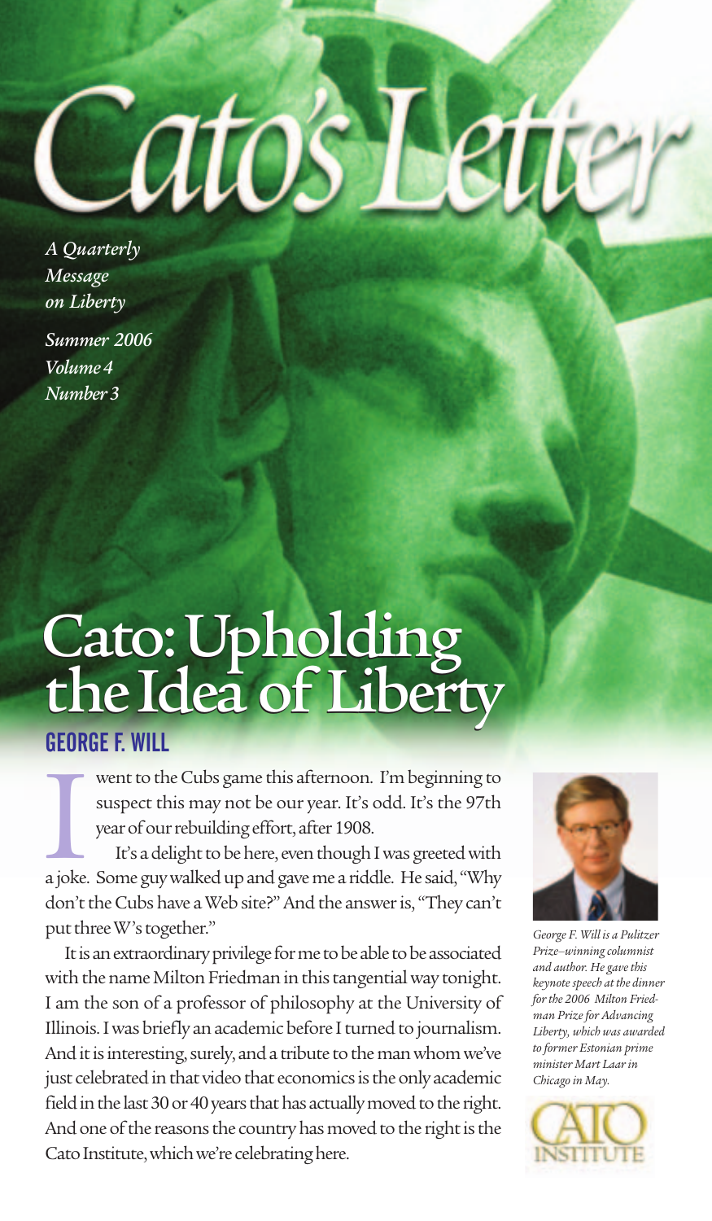# Cato's Letter

*A Quarterly Message on Liberty*

*Summer 2006*
*Volume 4*
*Number 3*

# Cato: Upholding the Idea of Liberty

## GEORGE F. WILL

I went to the Cubs game this afternoon. I'm beginning to suspect this may not be our year. It's odd. It's the 97th year of our rebuilding effort, after 1908.

It's a delight to be here, even though I was greeted with a joke. Some guy walked up and gave me a riddle. He said, "Why don't the Cubs have a Web site?" And the answer is, "They can't put three W's together."

It is an extraordinary privilege for me to be able to be associated with the name Milton Friedman in this tangential way tonight. I am the son of a professor of philosophy at the University of Illinois. I was briefly an academic before I turned to journalism. And it is interesting, surely, and a tribute to the man whom we've just celebrated in that video that economics is the only academic field in the last 30 or 40 years that has actually moved to the right. And one of the reasons the country has moved to the right is the Cato Institute, which we're celebrating here.

*George F. Will is a Pulitzer Prize–winning columnist and author. He gave this keynote speech at the dinner for the 2006 Milton Friedman Prize for Advancing Liberty, which was awarded to former Estonian prime minister Mart Laar in Chicago in May.*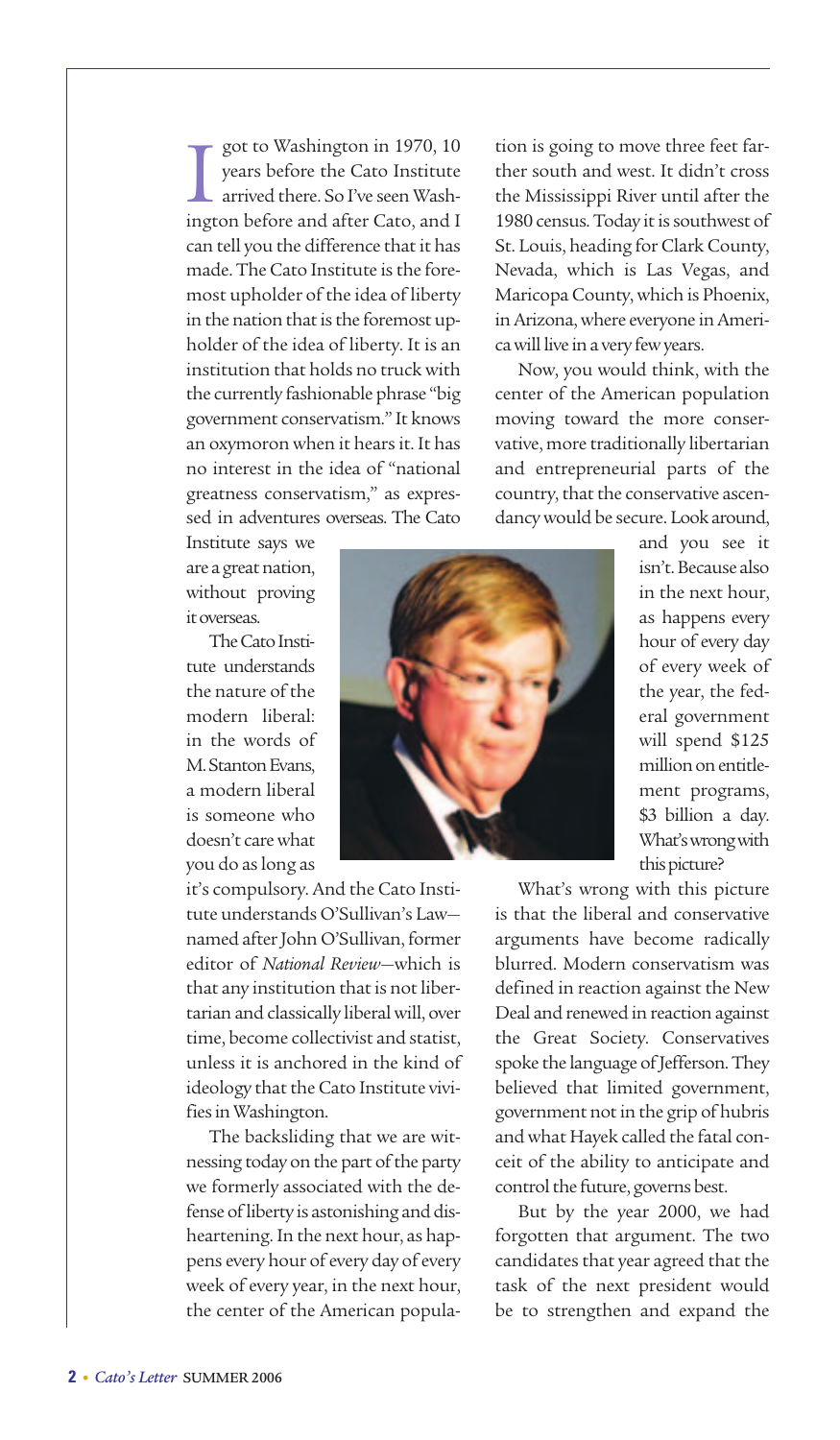I got to Washington in 1970, 10 years before the Cato Institute arrived there. So I've seen Washington before and after Cato, and I can tell you the difference that it has made. The Cato Institute is the foremost upholder of the idea of liberty in the nation that is the foremost upholder of the idea of liberty. It is an institution that holds no truck with the currently fashionable phrase "big government conservatism." It knows an oxymoron when it hears it. It has no interest in the idea of "national greatness conservatism," as expressed in adventures overseas. The Cato Institute says we are a great nation, without proving it overseas.

The Cato Institute understands the nature of the modern liberal: in the words of M. Stanton Evans, a modern liberal is someone who doesn't care what you do as long as it's compulsory. And the Cato Institute understands O'Sullivan's Law—named after John O'Sullivan, former editor of *National Review*—which is that any institution that is not libertarian and classically liberal will, over time, become collectivist and statist, unless it is anchored in the kind of ideology that the Cato Institute vivifies in Washington.

The backsliding that we are witnessing today on the part of the party we formerly associated with the defense of liberty is astonishing and disheartening. In the next hour, as happens every hour of every day of every week of every year, in the next hour, the center of the American population is going to move three feet farther south and west. It didn't cross the Mississippi River until after the 1980 census. Today it is southwest of St. Louis, heading for Clark County, Nevada, which is Las Vegas, and Maricopa County, which is Phoenix, in Arizona, where everyone in America will live in a very few years.

Now, you would think, with the center of the American population moving toward the more conservative, more traditionally libertarian and entrepreneurial parts of the country, that the conservative ascendancy would be secure. Look around, and you see it isn't. Because also in the next hour, as happens every hour of every day of every week of the year, the federal government will spend $125 million on entitlement programs, $3 billion a day. What's wrong with this picture?

What's wrong with this picture is that the liberal and conservative arguments have become radically blurred. Modern conservatism was defined in reaction against the New Deal and renewed in reaction against the Great Society. Conservatives spoke the language of Jefferson. They believed that limited government, government not in the grip of hubris and what Hayek called the fatal conceit of the ability to anticipate and control the future, governs best.

But by the year 2000, we had forgotten that argument. The two candidates that year agreed that the task of the next president would be to strengthen and expand the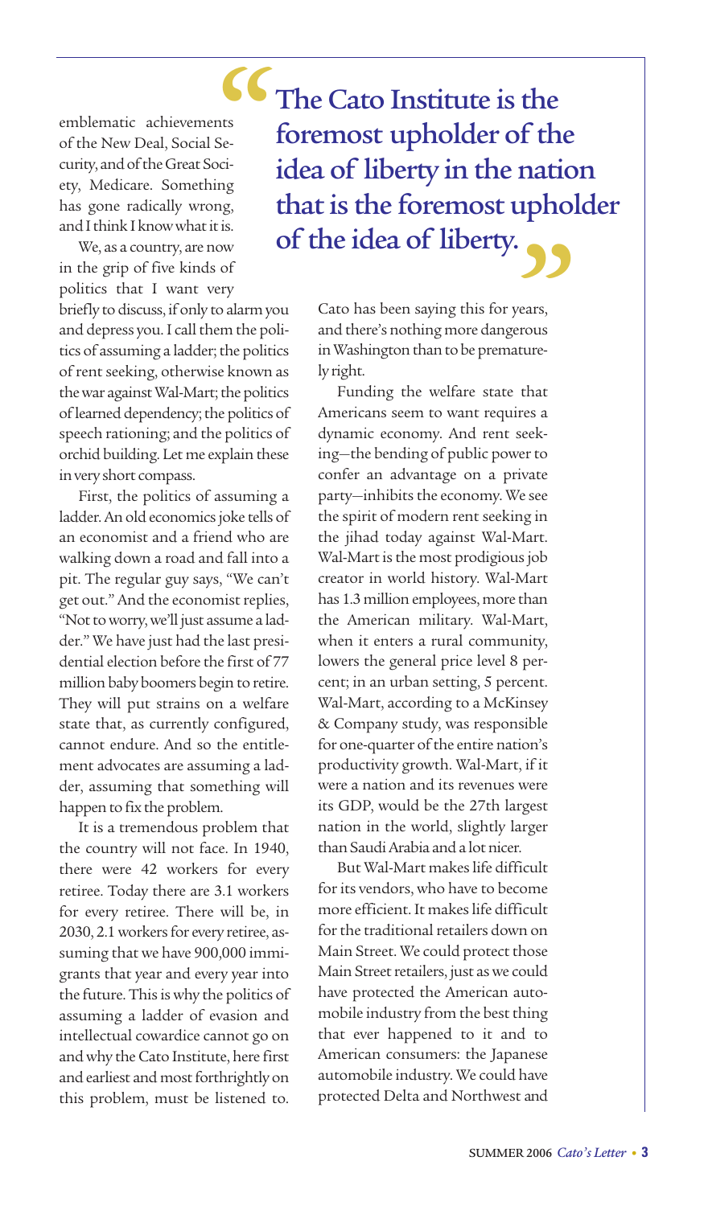emblematic achievements of the New Deal, Social Security, and of the Great Society, Medicare. Something has gone radically wrong, and I think I know what it is.

We, as a country, are now in the grip of five kinds of politics that I want very briefly to discuss, if only to alarm you and depress you. I call them the politics of assuming a ladder; the politics of rent seeking, otherwise known as the war against Wal-Mart; the politics of learned dependency; the politics of speech rationing; and the politics of orchid building. Let me explain these in very short compass.

First, the politics of assuming a ladder. An old economics joke tells of an economist and a friend who are walking down a road and fall into a pit. The regular guy says, "We can't get out." And the economist replies, "Not to worry, we'll just assume a ladder." We have just had the last presidential election before the first of 77 million baby boomers begin to retire. They will put strains on a welfare state that, as currently configured, cannot endure. And so the entitlement advocates are assuming a ladder, assuming that something will happen to fix the problem.

It is a tremendous problem that the country will not face. In 1940, there were 42 workers for every retiree. Today there are 3.1 workers for every retiree. There will be, in 2030, 2.1 workers for every retiree, assuming that we have 900,000 immigrants that year and every year into the future. This is why the politics of assuming a ladder of evasion and intellectual cowardice cannot go on and why the Cato Institute, here first and earliest and most forthrightly on this problem, must be listened to. Cato has been saying this for years, and there's nothing more dangerous in Washington than to be prematurely right.

> **"The Cato Institute is the foremost upholder of the idea of liberty in the nation that is the foremost upholder of the idea of liberty."**

Funding the welfare state that Americans seem to want requires a dynamic economy. And rent seeking—the bending of public power to confer an advantage on a private party—inhibits the economy. We see the spirit of modern rent seeking in the jihad today against Wal-Mart. Wal-Mart is the most prodigious job creator in world history. Wal-Mart has 1.3 million employees, more than the American military. Wal-Mart, when it enters a rural community, lowers the general price level 8 percent; in an urban setting, 5 percent. Wal-Mart, according to a McKinsey & Company study, was responsible for one-quarter of the entire nation's productivity growth. Wal-Mart, if it were a nation and its revenues were its GDP, would be the 27th largest nation in the world, slightly larger than Saudi Arabia and a lot nicer.

But Wal-Mart makes life difficult for its vendors, who have to become more efficient. It makes life difficult for the traditional retailers down on Main Street. We could protect those Main Street retailers, just as we could have protected the American automobile industry from the best thing that ever happened to it and to American consumers: the Japanese automobile industry. We could have protected Delta and Northwest and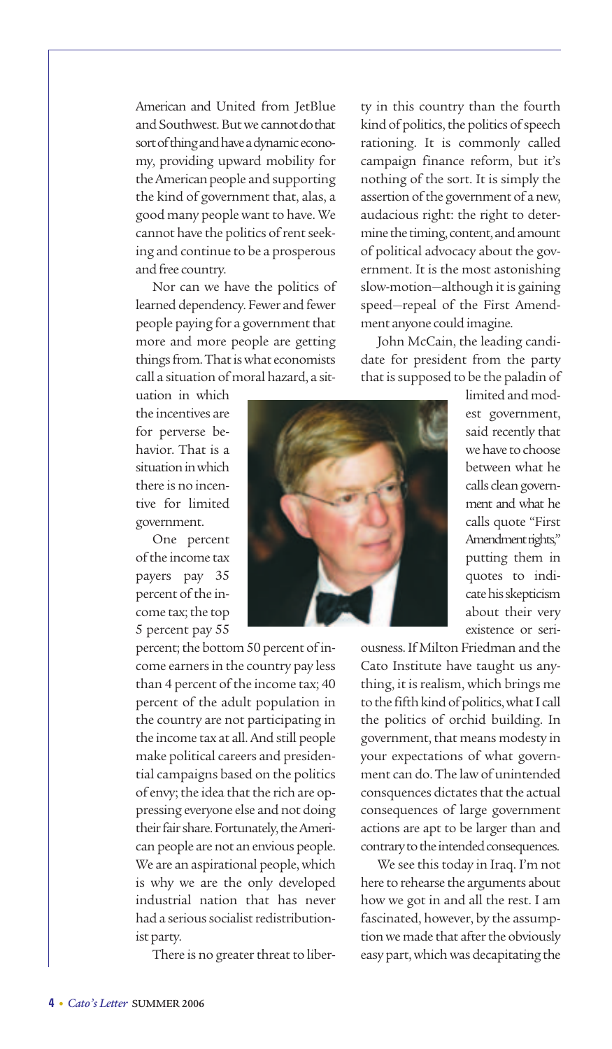American and United from JetBlue and Southwest. But we cannot do that sort of thing and have a dynamic economy, providing upward mobility for the American people and supporting the kind of government that, alas, a good many people want to have. We cannot have the politics of rent seeking and continue to be a prosperous and free country.

Nor can we have the politics of learned dependency. Fewer and fewer people paying for a government that more and more people are getting things from. That is what economists call a situation of moral hazard, a situation in which the incentives are for perverse behavior. That is a situation in which there is no incentive for limited government.

One percent of the income tax payers pay 35 percent of the income tax; the top 5 percent pay 55 percent; the bottom 50 percent of income earners in the country pay less than 4 percent of the income tax; 40 percent of the adult population in the country are not participating in the income tax at all. And still people make political careers and presidential campaigns based on the politics of envy; the idea that the rich are oppressing everyone else and not doing their fair share. Fortunately, the American people are not an envious people. We are an aspirational people, which is why we are the only developed industrial nation that has never had a serious socialist redistributionist party.

There is no greater threat to liberty in this country than the fourth kind of politics, the politics of speech rationing. It is commonly called campaign finance reform, but it's nothing of the sort. It is simply the assertion of the government of a new, audacious right: the right to determine the timing, content, and amount of political advocacy about the government. It is the most astonishing slow-motion—although it is gaining speed—repeal of the First Amendment anyone could imagine.

John McCain, the leading candidate for president from the party that is supposed to be the paladin of limited and modest government, said recently that we have to choose between what he calls clean government and what he calls quote "First Amendment rights," putting them in quotes to indicate his skepticism about their very existence or seriousness. If Milton Friedman and the Cato Institute have taught us anything, it is realism, which brings me to the fifth kind of politics, what I call the politics of orchid building. In government, that means modesty in your expectations of what government can do. The law of unintended consquences dictates that the actual consequences of large government actions are apt to be larger than and contrary to the intended consequences.

We see this today in Iraq. I'm not here to rehearse the arguments about how we got in and all the rest. I am fascinated, however, by the assumption we made that after the obviously easy part, which was decapitating the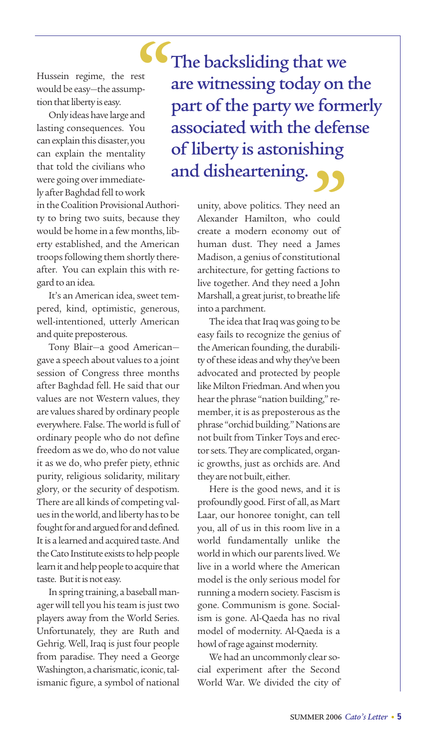Hussein regime, the rest would be easy—the assumption that liberty is easy.

Only ideas have large and lasting consequences. You can explain this disaster, you can explain the mentality that told the civilians who were going over immediately after Baghdad fell to work in the Coalition Provisional Authority to bring two suits, because they would be home in a few months, liberty established, and the American troops following them shortly thereafter. You can explain this with regard to an idea.

It's an American idea, sweet tempered, kind, optimistic, generous, well-intentioned, utterly American and quite preposterous.

Tony Blair—a good American—gave a speech about values to a joint session of Congress three months after Baghdad fell. He said that our values are not Western values, they are values shared by ordinary people everywhere. False. The world is full of ordinary people who do not define freedom as we do, who do not value it as we do, who prefer piety, ethnic purity, religious solidarity, military glory, or the security of despotism. There are all kinds of competing values in the world, and liberty has to be fought for and argued for and defined. It is a learned and acquired taste. And the Cato Institute exists to help people learn it and help people to acquire that taste. But it is not easy.

In spring training, a baseball manager will tell you his team is just two players away from the World Series. Unfortunately, they are Ruth and Gehrig. Well, Iraq is just four people from paradise. They need a George Washington, a charismatic, iconic, talismanic figure, a symbol of national unity, above politics. They need an Alexander Hamilton, who could create a modern economy out of human dust. They need a James Madison, a genius of constitutional architecture, for getting factions to live together. And they need a John Marshall, a great jurist, to breathe life into a parchment.

> **"The backsliding that we are witnessing today on the part of the party we formerly associated with the defense of liberty is astonishing and disheartening."**

The idea that Iraq was going to be easy fails to recognize the genius of the American founding, the durability of these ideas and why they've been advocated and protected by people like Milton Friedman. And when you hear the phrase "nation building," remember, it is as preposterous as the phrase "orchid building." Nations are not built from Tinker Toys and erector sets. They are complicated, organic growths, just as orchids are. And they are not built, either.

Here is the good news, and it is profoundly good. First of all, as Mart Laar, our honoree tonight, can tell you, all of us in this room live in a world fundamentally unlike the world in which our parents lived. We live in a world where the American model is the only serious model for running a modern society. Fascism is gone. Communism is gone. Socialism is gone. Al-Qaeda has no rival model of modernity. Al-Qaeda is a howl of rage against modernity.

We had an uncommonly clear social experiment after the Second World War. We divided the city of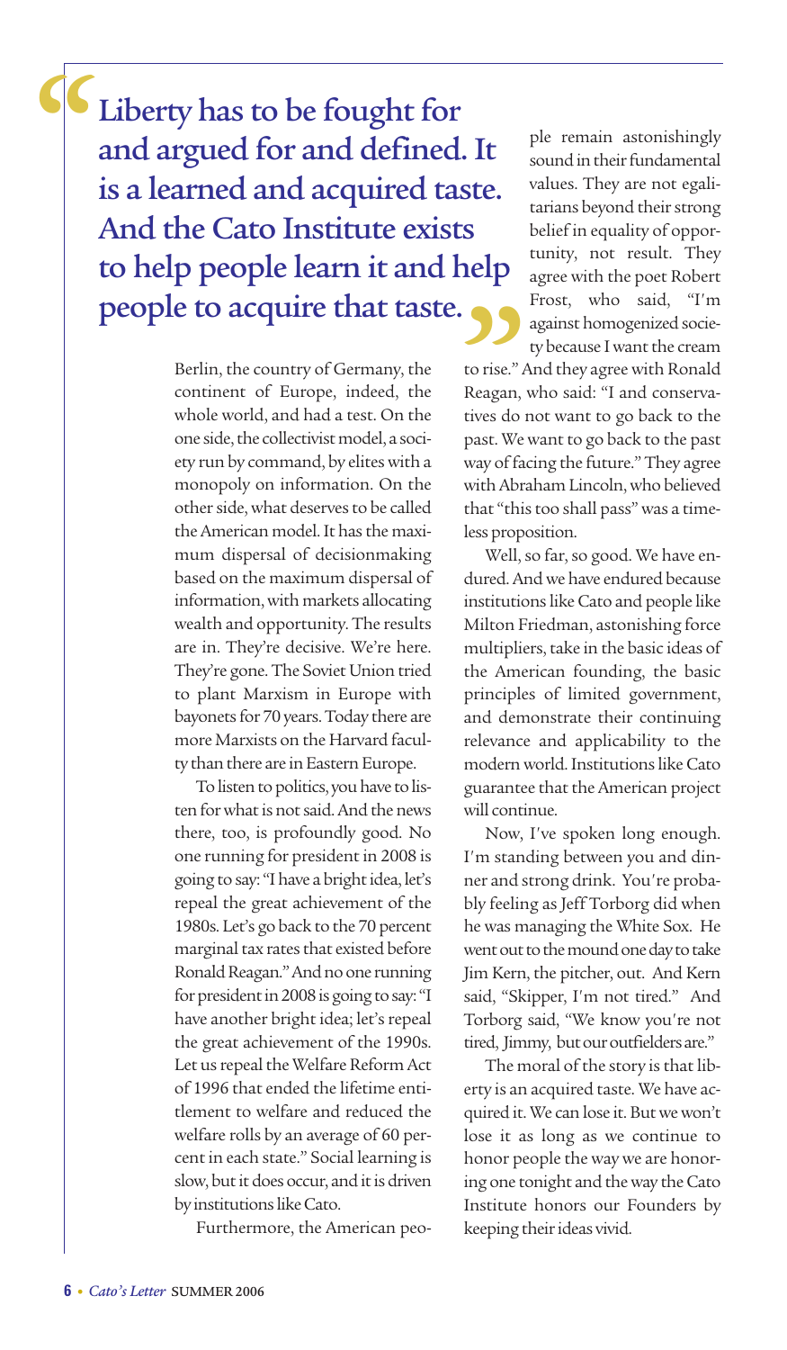> **Liberty has to be fought for and argued for and defined. It is a learned and acquired taste. And the Cato Institute exists to help people learn it and help people to acquire that taste.**

Berlin, the country of Germany, the continent of Europe, indeed, the whole world, and had a test. On the one side, the collectivist model, a society run by command, by elites with a monopoly on information. On the other side, what deserves to be called the American model. It has the maximum dispersal of decisionmaking based on the maximum dispersal of information, with markets allocating wealth and opportunity. The results are in. They're decisive. We're here. They're gone. The Soviet Union tried to plant Marxism in Europe with bayonets for 70 years. Today there are more Marxists on the Harvard faculty than there are in Eastern Europe.

To listen to politics, you have to listen for what is not said. And the news there, too, is profoundly good. No one running for president in 2008 is going to say: "I have a bright idea, let's repeal the great achievement of the 1980s. Let's go back to the 70 percent marginal tax rates that existed before Ronald Reagan." And no one running for president in 2008 is going to say: "I have another bright idea; let's repeal the great achievement of the 1990s. Let us repeal the Welfare Reform Act of 1996 that ended the lifetime entitlement to welfare and reduced the welfare rolls by an average of 60 percent in each state." Social learning is slow, but it does occur, and it is driven by institutions like Cato.

Furthermore, the American people remain astonishingly sound in their fundamental values. They are not egalitarians beyond their strong belief in equality of opportunity, not result. They agree with the poet Robert Frost, who said, "I'm against homogenized society because I want the cream to rise." And they agree with Ronald Reagan, who said: "I and conservatives do not want to go back to the past. We want to go back to the past way of facing the future." They agree with Abraham Lincoln, who believed that "this too shall pass" was a timeless proposition.

Well, so far, so good. We have endured. And we have endured because institutions like Cato and people like Milton Friedman, astonishing force multipliers, take in the basic ideas of the American founding, the basic principles of limited government, and demonstrate their continuing relevance and applicability to the modern world. Institutions like Cato guarantee that the American project will continue.

Now, I've spoken long enough. I'm standing between you and dinner and strong drink. You're probably feeling as Jeff Torborg did when he was managing the White Sox. He went out to the mound one day to take Jim Kern, the pitcher, out. And Kern said, "Skipper, I'm not tired." And Torborg said, "We know you're not tired, Jimmy, but our outfielders are."

The moral of the story is that liberty is an acquired taste. We have acquired it. We can lose it. But we won't lose it as long as we continue to honor people the way we are honoring one tonight and the way the Cato Institute honors our Founders by keeping their ideas vivid.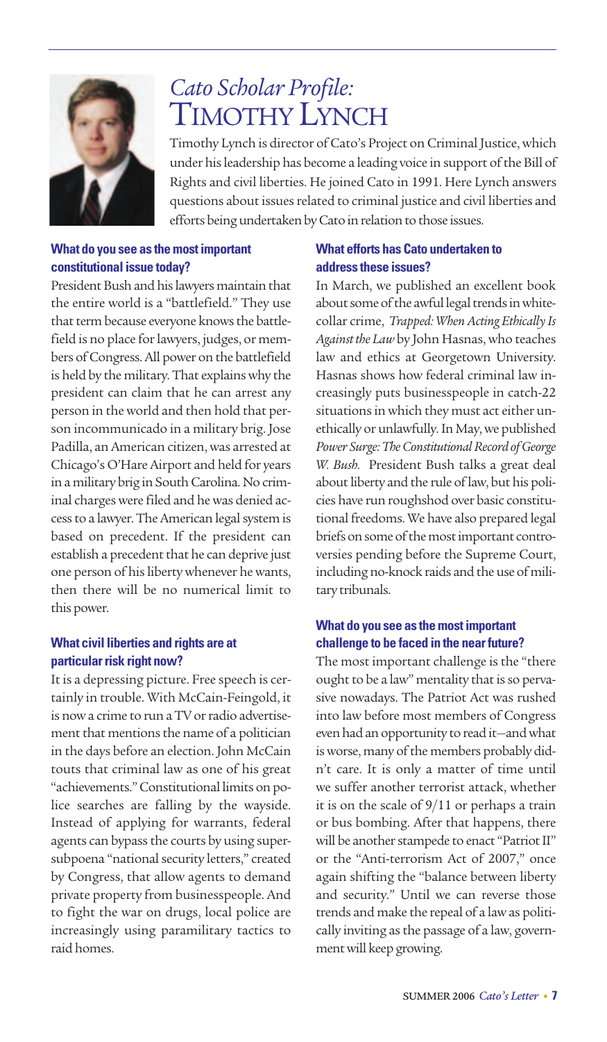# *Cato Scholar Profile:* Timothy Lynch

Timothy Lynch is director of Cato's Project on Criminal Justice, which under his leadership has become a leading voice in support of the Bill of Rights and civil liberties. He joined Cato in 1991. Here Lynch answers questions about issues related to criminal justice and civil liberties and efforts being undertaken by Cato in relation to those issues.

**What do you see as the most important constitutional issue today?**

President Bush and his lawyers maintain that the entire world is a "battlefield." They use that term because everyone knows the battlefield is no place for lawyers, judges, or members of Congress. All power on the battlefield is held by the military. That explains why the president can claim that he can arrest any person in the world and then hold that person incommunicado in a military brig. Jose Padilla, an American citizen, was arrested at Chicago's O'Hare Airport and held for years in a military brig in South Carolina. No criminal charges were filed and he was denied access to a lawyer. The American legal system is based on precedent. If the president can establish a precedent that he can deprive just one person of his liberty whenever he wants, then there will be no numerical limit to this power.

**What civil liberties and rights are at particular risk right now?**

It is a depressing picture. Free speech is certainly in trouble. With McCain-Feingold, it is now a crime to run a TV or radio advertisement that mentions the name of a politician in the days before an election. John McCain touts that criminal law as one of his great "achievements." Constitutional limits on police searches are falling by the wayside. Instead of applying for warrants, federal agents can bypass the courts by using super-subpoena "national security letters," created by Congress, that allow agents to demand private property from businesspeople. And to fight the war on drugs, local police are increasingly using paramilitary tactics to raid homes.

**What efforts has Cato undertaken to address these issues?**

In March, we published an excellent book about some of the awful legal trends in white-collar crime, *Trapped: When Acting Ethically Is Against the Law* by John Hasnas, who teaches law and ethics at Georgetown University. Hasnas shows how federal criminal law increasingly puts businesspeople in catch-22 situations in which they must act either unethically or unlawfully. In May, we published *Power Surge: The Constitutional Record of George W. Bush.* President Bush talks a great deal about liberty and the rule of law, but his policies have run roughshod over basic constitutional freedoms. We have also prepared legal briefs on some of the most important controversies pending before the Supreme Court, including no-knock raids and the use of military tribunals.

**What do you see as the most important challenge to be faced in the near future?**

The most important challenge is the "there ought to be a law" mentality that is so pervasive nowadays. The Patriot Act was rushed into law before most members of Congress even had an opportunity to read it—and what is worse, many of the members probably didn't care. It is only a matter of time until we suffer another terrorist attack, whether it is on the scale of 9/11 or perhaps a train or bus bombing. After that happens, there will be another stampede to enact "Patriot II" or the "Anti-terrorism Act of 2007," once again shifting the "balance between liberty and security." Until we can reverse those trends and make the repeal of a law as politically inviting as the passage of a law, government will keep growing.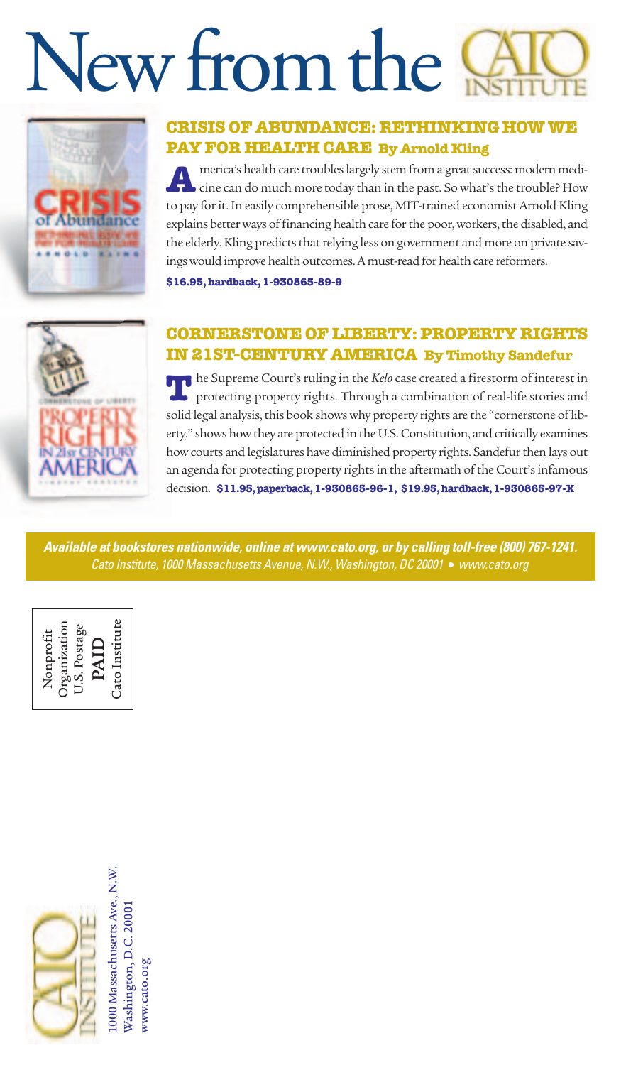# New from the CATO INSTITUTE

## CRISIS OF ABUNDANCE: RETHINKING HOW WE PAY FOR HEALTH CARE By Arnold Kling

America's health care troubles largely stem from a great success: modern medicine can do much more today than in the past. So what's the trouble? How to pay for it. In easily comprehensible prose, MIT-trained economist Arnold Kling explains better ways of financing health care for the poor, workers, the disabled, and the elderly. Kling predicts that relying less on government and more on private savings would improve health outcomes. A must-read for health care reformers.

**$16.95, hardback, 1-930865-89-9**

## CORNERSTONE OF LIBERTY: PROPERTY RIGHTS IN 21ST-CENTURY AMERICA By Timothy Sandefur

The Supreme Court's ruling in the *Kelo* case created a firestorm of interest in protecting property rights. Through a combination of real-life stories and solid legal analysis, this book shows why property rights are the "cornerstone of liberty," shows how they are protected in the U.S. Constitution, and critically examines how courts and legislatures have diminished property rights. Sandefur then lays out an agenda for protecting property rights in the aftermath of the Court's infamous decision. **$11.95, paperback, 1-930865-96-1, $19.95, hardback, 1-930865-97-X**

***Available at bookstores nationwide, online at www.cato.org, or by calling toll-free (800) 767-1241.***
*Cato Institute, 1000 Massachusetts Avenue, N.W., Washington, DC 20001 • www.cato.org*

Nonprofit Organization
U.S. Postage
**PAID**
Cato Institute

CATO INSTITUTE
1000 Massachusetts Ave., N.W.
Washington, D.C. 20001
www.cato.org